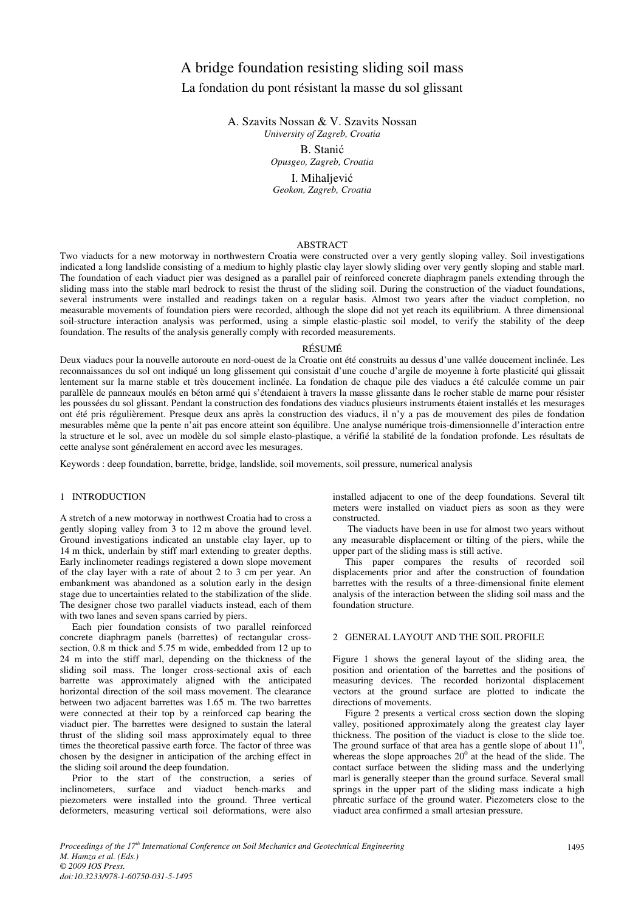# A bridge foundation resisting sliding soil mass

## La fondation du pont résistant la masse du sol glissant

A. Szavits Nossan & V. Szavits Nossan
*University of Zagreb, Croatia*

B. Stanić
*Opusgeo, Zagreb, Croatia*

I. Mihaljević
*Geokon, Zagreb, Croatia*

### ABSTRACT

Two viaducts for a new motorway in northwestern Croatia were constructed over a very gently sloping valley. Soil investigations indicated a long landslide consisting of a medium to highly plastic clay layer slowly sliding over very gently sloping and stable marl. The foundation of each viaduct pier was designed as a parallel pair of reinforced concrete diaphragm panels extending through the sliding mass into the stable marl bedrock to resist the thrust of the sliding soil. During the construction of the viaduct foundations, several instruments were installed and readings taken on a regular basis. Almost two years after the viaduct completion, no measurable movements of foundation piers were recorded, although the slope did not yet reach its equilibrium. A three dimensional soil-structure interaction analysis was performed, using a simple elastic-plastic soil model, to verify the stability of the deep foundation. The results of the analysis generally comply with recorded measurements.

### RÉSUMÉ

Deux viaducs pour la nouvelle autoroute en nord-ouest de la Croatie ont été construits au dessus d'une vallée doucement inclinée. Les reconnaissances du sol ont indiqué un long glissement qui consistait d'une couche d'argile de moyenne à forte plasticité qui glissait lentement sur la marne stable et très doucement inclinée. La fondation de chaque pile des viaducs a été calculée comme un pair parallèle de panneaux moulés en béton armé qui s'étendaient à travers la masse glissante dans le rocher stable de marne pour résister les poussées du sol glissant. Pendant la construction des fondations des viaducs plusieurs instruments étaient installés et les mesurages ont été pris régulièrement. Presque deux ans après la construction des viaducs, il n'y a pas de mouvement des piles de fondation mesurables même que la pente n'ait pas encore atteint son équilibre. Une analyse numérique trois-dimensionnelle d'interaction entre la structure et le sol, avec un modèle du sol simple elasto-plastique, a vérifié la stabilité de la fondation profonde. Les résultats de cette analyse sont généralement en accord avec les mesurages.

Keywords : deep foundation, barrette, bridge, landslide, soil movements, soil pressure, numerical analysis

## 1 INTRODUCTION

A stretch of a new motorway in northwest Croatia had to cross a gently sloping valley from 3 to 12 m above the ground level. Ground investigations indicated an unstable clay layer, up to 14 m thick, underlain by stiff marl extending to greater depths. Early inclinometer readings registered a down slope movement of the clay layer with a rate of about 2 to 3 cm per year. An embankment was abandoned as a solution early in the design stage due to uncertainties related to the stabilization of the slide. The designer chose two parallel viaducts instead, each of them with two lanes and seven spans carried by piers.

Each pier foundation consists of two parallel reinforced concrete diaphragm panels (barrettes) of rectangular cross-section, 0.8 m thick and 5.75 m wide, embedded from 12 up to 24 m into the stiff marl, depending on the thickness of the sliding soil mass. The longer cross-sectional axis of each barrette was approximately aligned with the anticipated horizontal direction of the soil mass movement. The clearance between two adjacent barrettes was 1.65 m. The two barrettes were connected at their top by a reinforced cap bearing the viaduct pier. The barrettes were designed to sustain the lateral thrust of the sliding soil mass approximately equal to three times the theoretical passive earth force. The factor of three was chosen by the designer in anticipation of the arching effect in the sliding soil around the deep foundation.

Prior to the start of the construction, a series of inclinometers, surface and viaduct bench-marks and piezometers were installed into the ground. Three vertical deformeters, measuring vertical soil deformations, were also installed adjacent to one of the deep foundations. Several tilt meters were installed on viaduct piers as soon as they were constructed.

The viaducts have been in use for almost two years without any measurable displacement or tilting of the piers, while the upper part of the sliding mass is still active.

This paper compares the results of recorded soil displacements prior and after the construction of foundation barrettes with the results of a three-dimensional finite element analysis of the interaction between the sliding soil mass and the foundation structure.

## 2 GENERAL LAYOUT AND THE SOIL PROFILE

Figure 1 shows the general layout of the sliding area, the position and orientation of the barrettes and the positions of measuring devices. The recorded horizontal displacement vectors at the ground surface are plotted to indicate the directions of movements.

Figure 2 presents a vertical cross section down the sloping valley, positioned approximately along the greatest clay layer thickness. The position of the viaduct is close to the slide toe. The ground surface of that area has a gentle slope of about $11^0$, whereas the slope approaches $20^0$ at the head of the slide. The contact surface between the sliding mass and the underlying marl is generally steeper than the ground surface. Several small springs in the upper part of the sliding mass indicate a high phreatic surface of the ground water. Piezometers close to the viaduct area confirmed a small artesian pressure.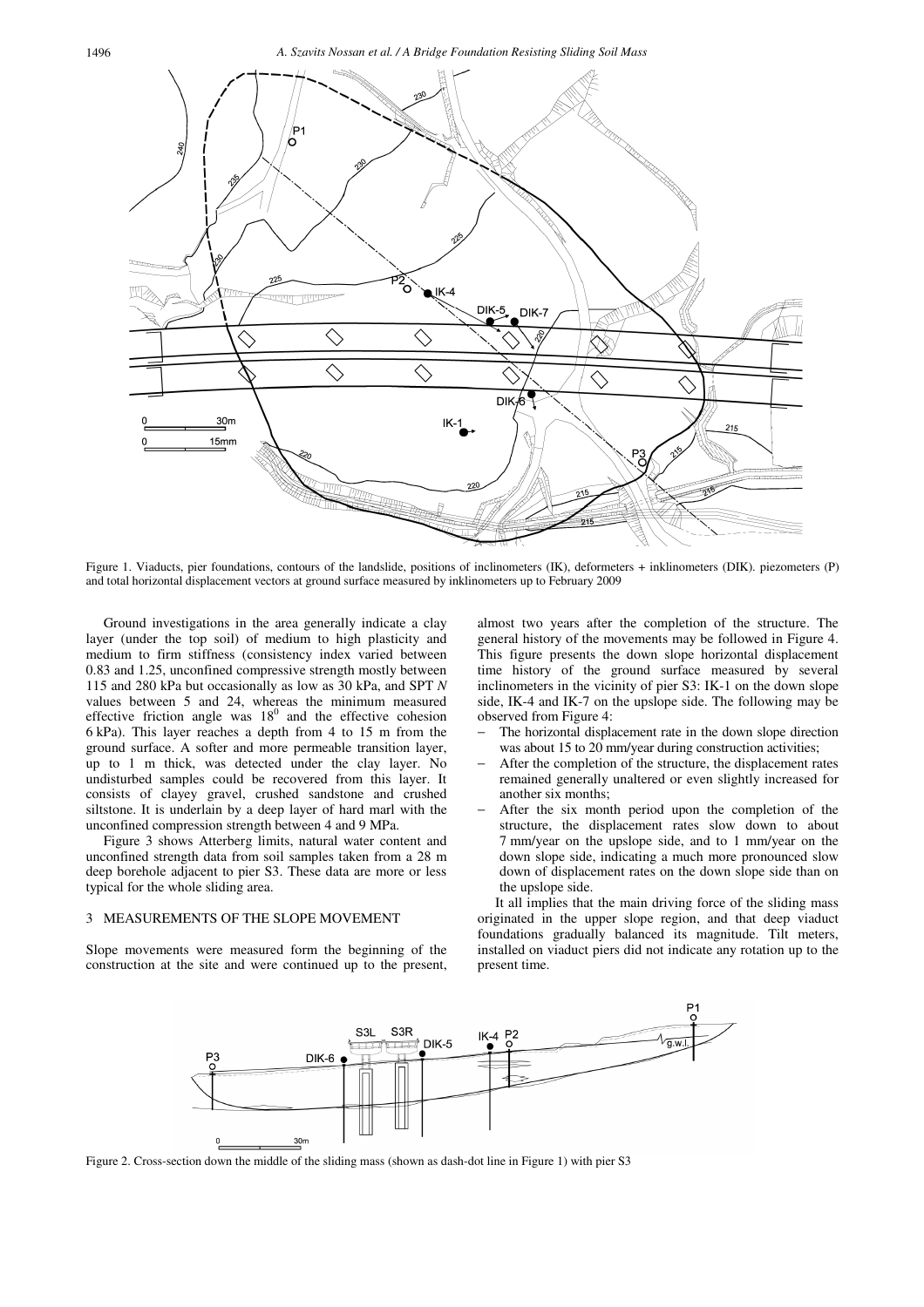Figure 1. Viaducts, pier foundations, contours of the landslide, positions of inclinometers (IK), deformeters + inklinometers (DIK). piezometers (P) and total horizontal displacement vectors at ground surface measured by inklinometers up to February 2009

Ground investigations in the area generally indicate a clay layer (under the top soil) of medium to high plasticity and medium to firm stiffness (consistency index varied between 0.83 and 1.25, unconfined compressive strength mostly between 115 and 280 kPa but occasionally as low as 30 kPa, and SPT *N* values between 5 and 24, whereas the minimum measured effective friction angle was $18^0$ and the effective cohesion 6 kPa). This layer reaches a depth from 4 to 15 m from the ground surface. A softer and more permeable transition layer, up to 1 m thick, was detected under the clay layer. No undisturbed samples could be recovered from this layer. It consists of clayey gravel, crushed sandstone and crushed siltstone. It is underlain by a deep layer of hard marl with the unconfined compression strength between 4 and 9 MPa.

Figure 3 shows Atterberg limits, natural water content and unconfined strength data from soil samples taken from a 28 m deep borehole adjacent to pier S3. These data are more or less typical for the whole sliding area.

## 3 MEASUREMENTS OF THE SLOPE MOVEMENT

Slope movements were measured form the beginning of the construction at the site and were continued up to the present, almost two years after the completion of the structure. The general history of the movements may be followed in Figure 4. This figure presents the down slope horizontal displacement time history of the ground surface measured by several inclinometers in the vicinity of pier S3: IK-1 on the down slope side, IK-4 and IK-7 on the upslope side. The following may be observed from Figure 4:

- The horizontal displacement rate in the down slope direction was about 15 to 20 mm/year during construction activities;
- After the completion of the structure, the displacement rates remained generally unaltered or even slightly increased for another six months;
- After the six month period upon the completion of the structure, the displacement rates slow down to about 7 mm/year on the upslope side, and to 1 mm/year on the down slope side, indicating a much more pronounced slow down of displacement rates on the down slope side than on the upslope side.

It all implies that the main driving force of the sliding mass originated in the upper slope region, and that deep viaduct foundations gradually balanced its magnitude. Tilt meters, installed on viaduct piers did not indicate any rotation up to the present time.

Figure 2. Cross-section down the middle of the sliding mass (shown as dash-dot line in Figure 1) with pier S3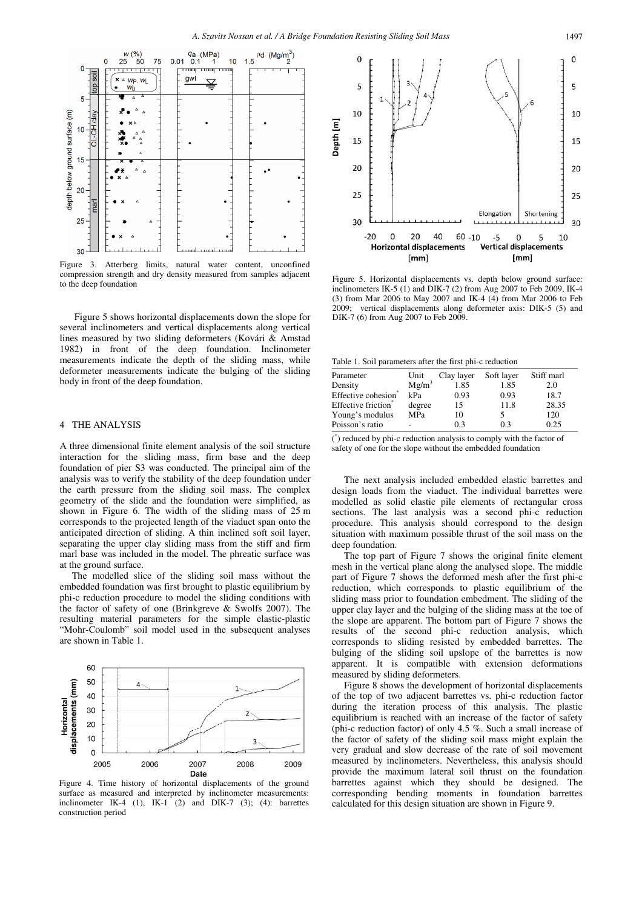Figure 3. Atterberg limits, natural water content, unconfined compression strength and dry density measured from samples adjacent to the deep foundation

Figure 5 shows horizontal displacements down the slope for several inclinometers and vertical displacements along vertical lines measured by two sliding deformeters (Kovári & Amstad 1982) in front of the deep foundation. Inclinometer measurements indicate the depth of the sliding mass, while deformeter measurements indicate the bulging of the sliding body in front of the deep foundation.

## 4 THE ANALYSIS

A three dimensional finite element analysis of the soil structure interaction for the sliding mass, firm base and the deep foundation of pier S3 was conducted. The principal aim of the analysis was to verify the stability of the deep foundation under the earth pressure from the sliding soil mass. The complex geometry of the slide and the foundation were simplified, as shown in Figure 6. The width of the sliding mass of 25 m corresponds to the projected length of the viaduct span onto the anticipated direction of sliding. A thin inclined soft soil layer, separating the upper clay sliding mass from the stiff and firm marl base was included in the model. The phreatic surface was at the ground surface.

The modelled slice of the sliding soil mass without the embedded foundation was first brought to plastic equilibrium by phi-c reduction procedure to model the sliding conditions with the factor of safety of one (Brinkgreve & Swolfs 2007). The resulting material parameters for the simple elastic-plastic "Mohr-Coulomb" soil model used in the subsequent analyses are shown in Table 1.

Figure 4. Time history of horizontal displacements of the ground surface as measured and interpreted by inclinometer measurements: inclinometer IK-4 (1), IK-1 (2) and DIK-7 (3); (4): barrettes construction period

Figure 5. Horizontal displacements vs. depth below ground surface: inclinometers IK-5 (1) and DIK-7 (2) from Aug 2007 to Feb 2009, IK-4 (3) from Mar 2006 to May 2007 and IK-4 (4) from Mar 2006 to Feb 2009; vertical displacements along deformeter axis: DIK-5 (5) and DIK-7 (6) from Aug 2007 to Feb 2009.

Table 1. Soil parameters after the first phi-c reduction

| Parameter | Unit | Clay layer | Soft layer | Stiff marl |
|---|---|---|---|---|
| Density | $Mg/m^3$ | 1.85 | 1.85 | 2.0 |
| Effective cohesion* | kPa | 0.93 | 0.93 | 18.7 |
| Effective friction* | degree | 15 | 11.8 | 28.35 |
| Young's modulus | MPa | 10 | 5 | 120 |
| Poisson's ratio | - | 0.3 | 0.3 | 0.25 |

(*) reduced by phi-c reduction analysis to comply with the factor of safety of one for the slope without the embedded foundation

The next analysis included embedded elastic barrettes and design loads from the viaduct. The individual barrettes were modelled as solid elastic pile elements of rectangular cross sections. The last analysis was a second phi-c reduction procedure. This analysis should correspond to the design situation with maximum possible thrust of the soil mass on the deep foundation.

The top part of Figure 7 shows the original finite element mesh in the vertical plane along the analysed slope. The middle part of Figure 7 shows the deformed mesh after the first phi-c reduction, which corresponds to plastic equilibrium of the sliding mass prior to foundation embedment. The sliding of the upper clay layer and the bulging of the sliding mass at the toe of the slope are apparent. The bottom part of Figure 7 shows the results of the second phi-c reduction analysis, which corresponds to sliding resisted by embedded barrettes. The bulging of the sliding soil upslope of the barrettes is now apparent. It is compatible with extension deformations measured by sliding deformeters.

Figure 8 shows the development of horizontal displacements of the top of two adjacent barrettes vs. phi-c reduction factor during the iteration process of this analysis. The plastic equilibrium is reached with an increase of the factor of safety (phi-c reduction factor) of only 4.5 %. Such a small increase of the factor of safety of the sliding soil mass might explain the very gradual and slow decrease of the rate of soil movement measured by inclinometers. Nevertheless, this analysis should provide the maximum lateral soil thrust on the foundation barrettes against which they should be designed. The corresponding bending moments in foundation barrettes calculated for this design situation are shown in Figure 9.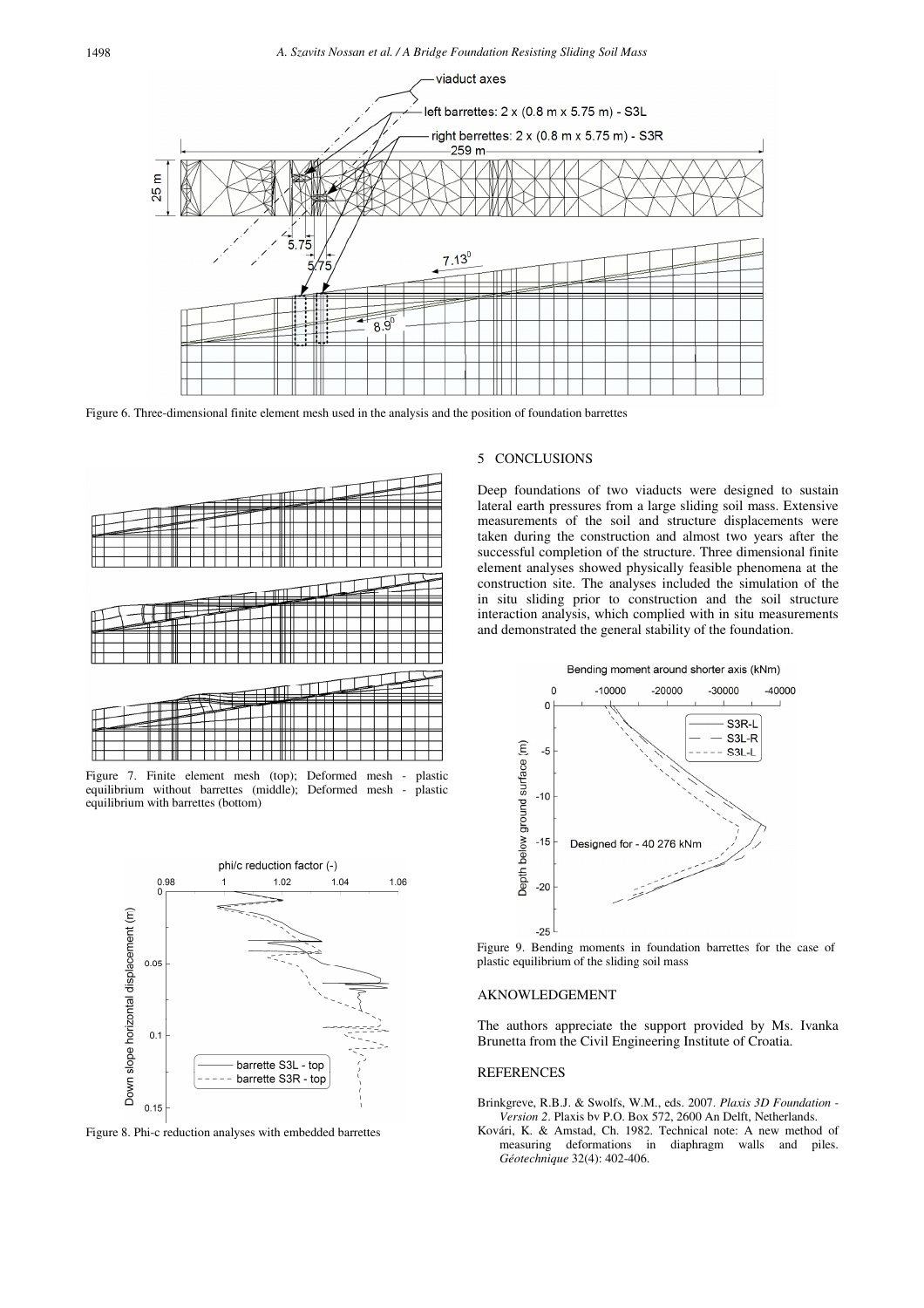viaduct axes

left barrettes: 2 x (0.8 m x 5.75 m) - S3L

right berrettes: 2 x (0.8 m x 5.75 m) - S3R

259 m

25 m

5.75

5.75

$7.13^0$

$8.9^0$

Figure 6. Three-dimensional finite element mesh used in the analysis and the position of foundation barrettes

Figure 7. Finite element mesh (top); Deformed mesh - plastic equilibrium without barrettes (middle); Deformed mesh - plastic equilibrium with barrettes (bottom)

phi/c reduction factor (-)

0.98 1 1.02 1.04 1.06

Down slope horizontal displacement (m)

0 0.05 0.1 0.15

barrette S3L - top

barrette S3R - top

Figure 8. Phi-c reduction analyses with embedded barrettes

## 5 CONCLUSIONS

Deep foundations of two viaducts were designed to sustain lateral earth pressures from a large sliding soil mass. Extensive measurements of the soil and structure displacements were taken during the construction and almost two years after the successful completion of the structure. Three dimensional finite element analyses showed physically feasible phenomena at the construction site. The analyses included the simulation of the in situ sliding prior to construction and the soil structure interaction analysis, which complied with in situ measurements and demonstrated the general stability of the foundation.

Bending moment around shorter axis (kNm)

0 -10000 -20000 -30000 -40000

Depth below ground surface (m)

0 -5 -10 -15 -20 -25

S3R-L

S3L-R

S3L-L

Designed for - 40 276 kNm

Figure 9. Bending moments in foundation barrettes for the case of plastic equilibrium of the sliding soil mass

## AKNOWLEDGEMENT

The authors appreciate the support provided by Ms. Ivanka Brunetta from the Civil Engineering Institute of Croatia.

## REFERENCES

Brinkgreve, R.B.J. & Swolfs, W.M., eds. 2007. *Plaxis 3D Foundation - Version 2*. Plaxis bv P.O. Box 572, 2600 An Delft, Netherlands.

Kovári, K. & Amstad, Ch. 1982. Technical note: A new method of measuring deformations in diaphragm walls and piles. *Géotechnique* 32(4): 402-406.